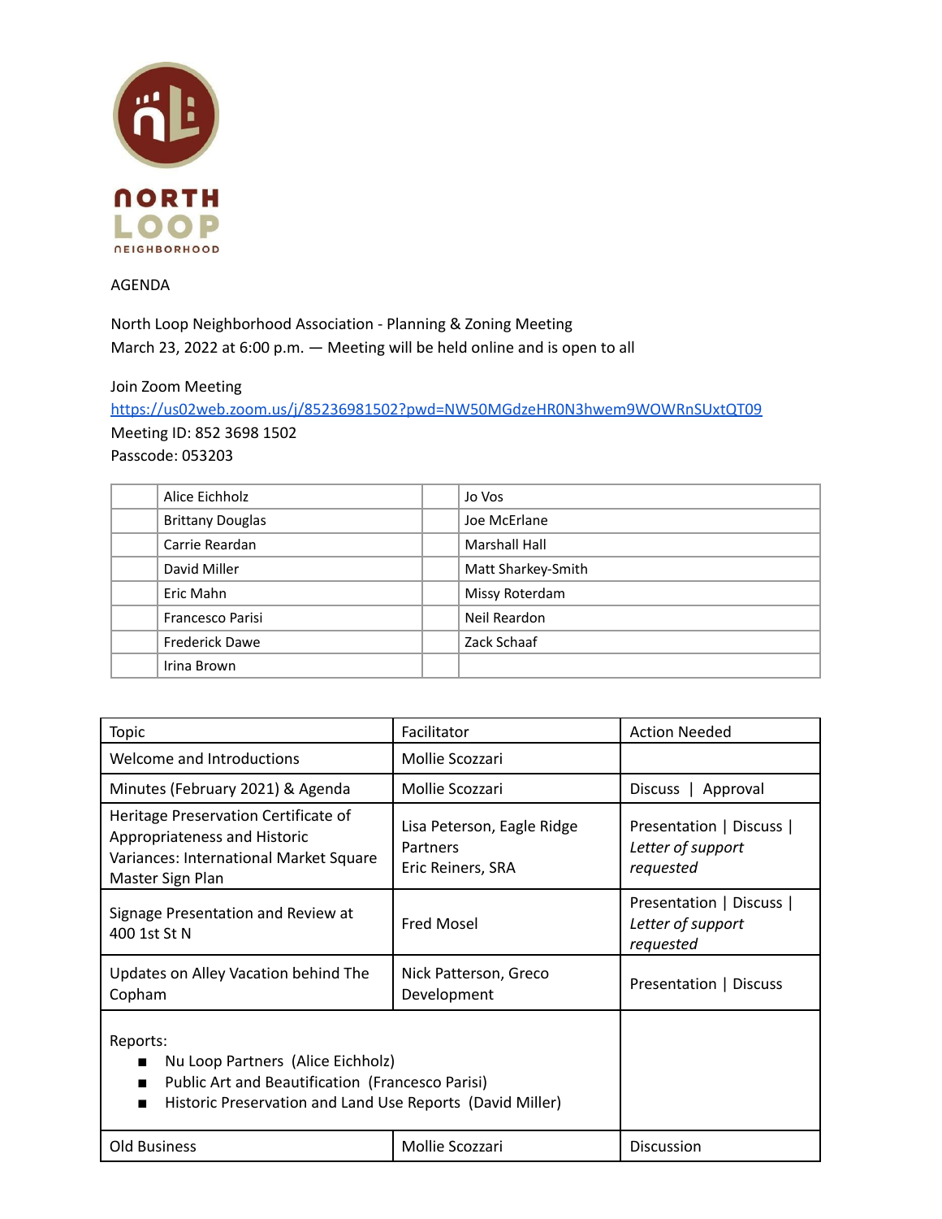NORTH LOOP NEIGHBORHOOD

AGENDA

North Loop Neighborhood Association - Planning & Zoning Meeting
March 23, 2022 at 6:00 p.m. — Meeting will be held online and is open to all

Join Zoom Meeting
https://us02web.zoom.us/j/85236981502?pwd=NW50MGdzeHR0N3hwem9WOWRnSUxtQT09
Meeting ID: 852 3698 1502
Passcode: 053203

| | | | |
|---|---|---|---|
| | Alice Eichholz | | Jo Vos |
| | Brittany Douglas | | Joe McErlane |
| | Carrie Reardan | | Marshall Hall |
| | David Miller | | Matt Sharkey-Smith |
| | Eric Mahn | | Missy Roterdam |
| | Francesco Parisi | | Neil Reardon |
| | Frederick Dawe | | Zack Schaaf |
| | Irina Brown | | |

| Topic | Facilitator | Action Needed |
|---|---|---|
| Welcome and Introductions | Mollie Scozzari | |
| Minutes (February 2021) & Agenda | Mollie Scozzari | Discuss \| Approval |
| Heritage Preservation Certificate of Appropriateness and Historic Variances: International Market Square Master Sign Plan | Lisa Peterson, Eagle Ridge Partners<br>Eric Reiners, SRA | Presentation \| Discuss \| *Letter of support requested* |
| Signage Presentation and Review at 400 1st St N | Fred Mosel | Presentation \| Discuss \| *Letter of support requested* |
| Updates on Alley Vacation behind The Copham | Nick Patterson, Greco Development | Presentation \| Discuss |
| Reports:<br>■ Nu Loop Partners (Alice Eichholz)<br>■ Public Art and Beautification (Francesco Parisi)<br>■ Historic Preservation and Land Use Reports (David Miller) | | |
| Old Business | Mollie Scozzari | Discussion |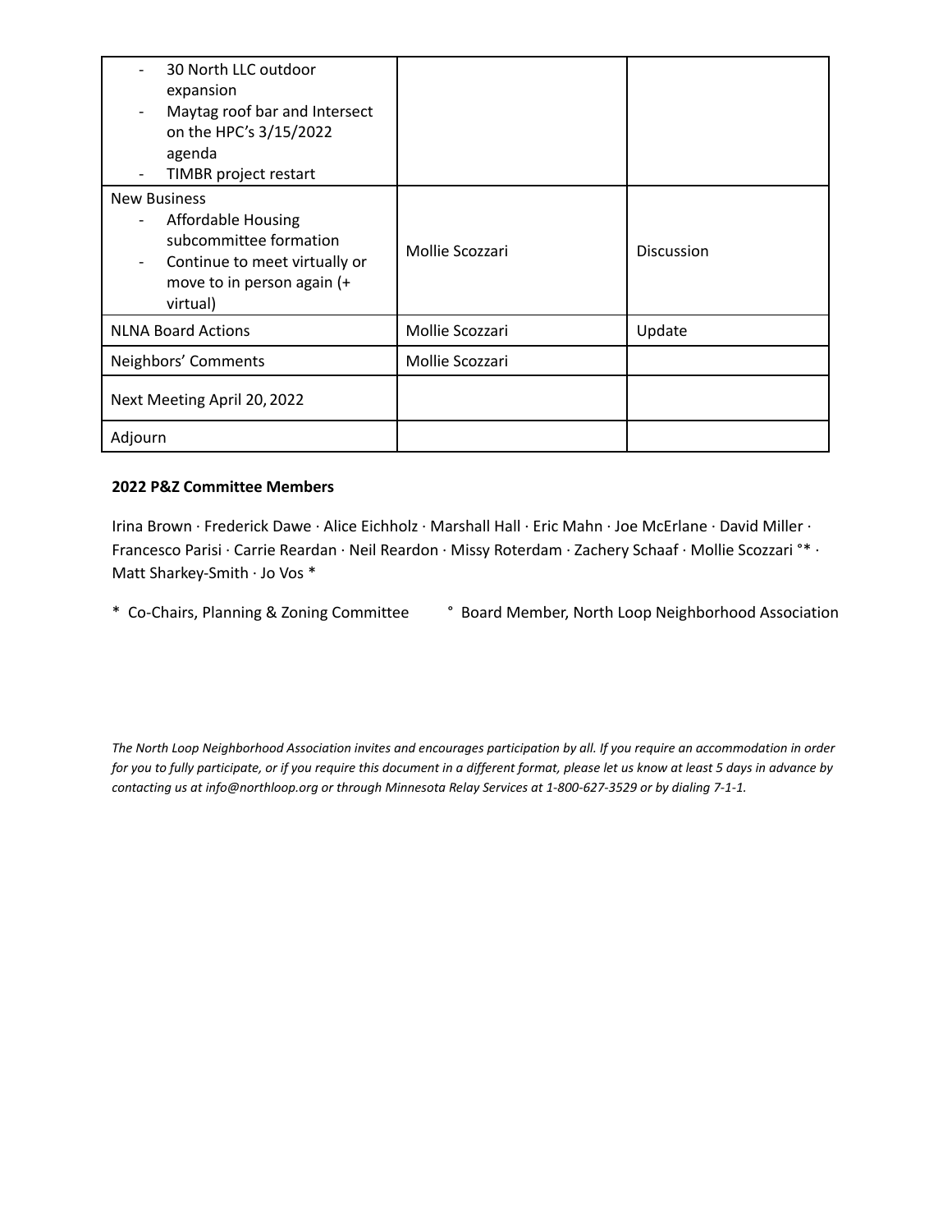| | | |
|---|---|---|
| - 30 North LLC outdoor expansion<br>- Maytag roof bar and Intersect on the HPC's 3/15/2022 agenda<br>- TIMBR project restart | | |
| New Business<br>- Affordable Housing subcommittee formation<br>- Continue to meet virtually or move to in person again (+ virtual) | Mollie Scozzari | Discussion |
| NLNA Board Actions | Mollie Scozzari | Update |
| Neighbors' Comments | Mollie Scozzari | |
| Next Meeting April 20, 2022 | | |
| Adjourn | | |

**2022 P&Z Committee Members**

Irina Brown · Frederick Dawe · Alice Eichholz · Marshall Hall · Eric Mahn · Joe McErlane · David Miller · Francesco Parisi · Carrie Reardan · Neil Reardon · Missy Roterdam · Zachery Schaaf · Mollie Scozzari °* · Matt Sharkey-Smith · Jo Vos *

\* Co-Chairs, Planning & Zoning Committee    ° Board Member, North Loop Neighborhood Association

*The North Loop Neighborhood Association invites and encourages participation by all. If you require an accommodation in order for you to fully participate, or if you require this document in a different format, please let us know at least 5 days in advance by contacting us at info@northloop.org or through Minnesota Relay Services at 1-800-627-3529 or by dialing 7-1-1.*